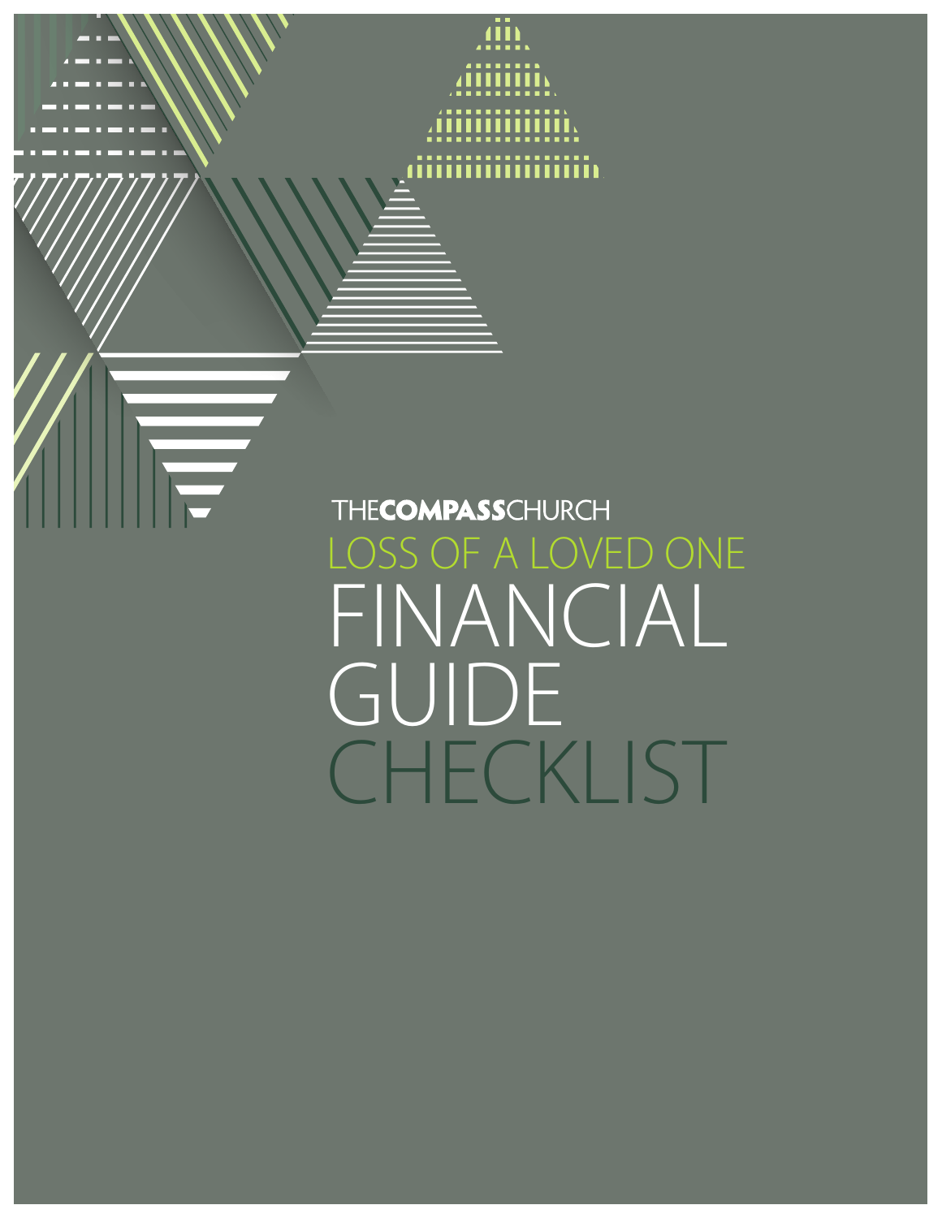THE**COMPASS**CHURCH

# LOSS OF A LOVED ONE

# FINANCIAL GUIDE CHECKLIST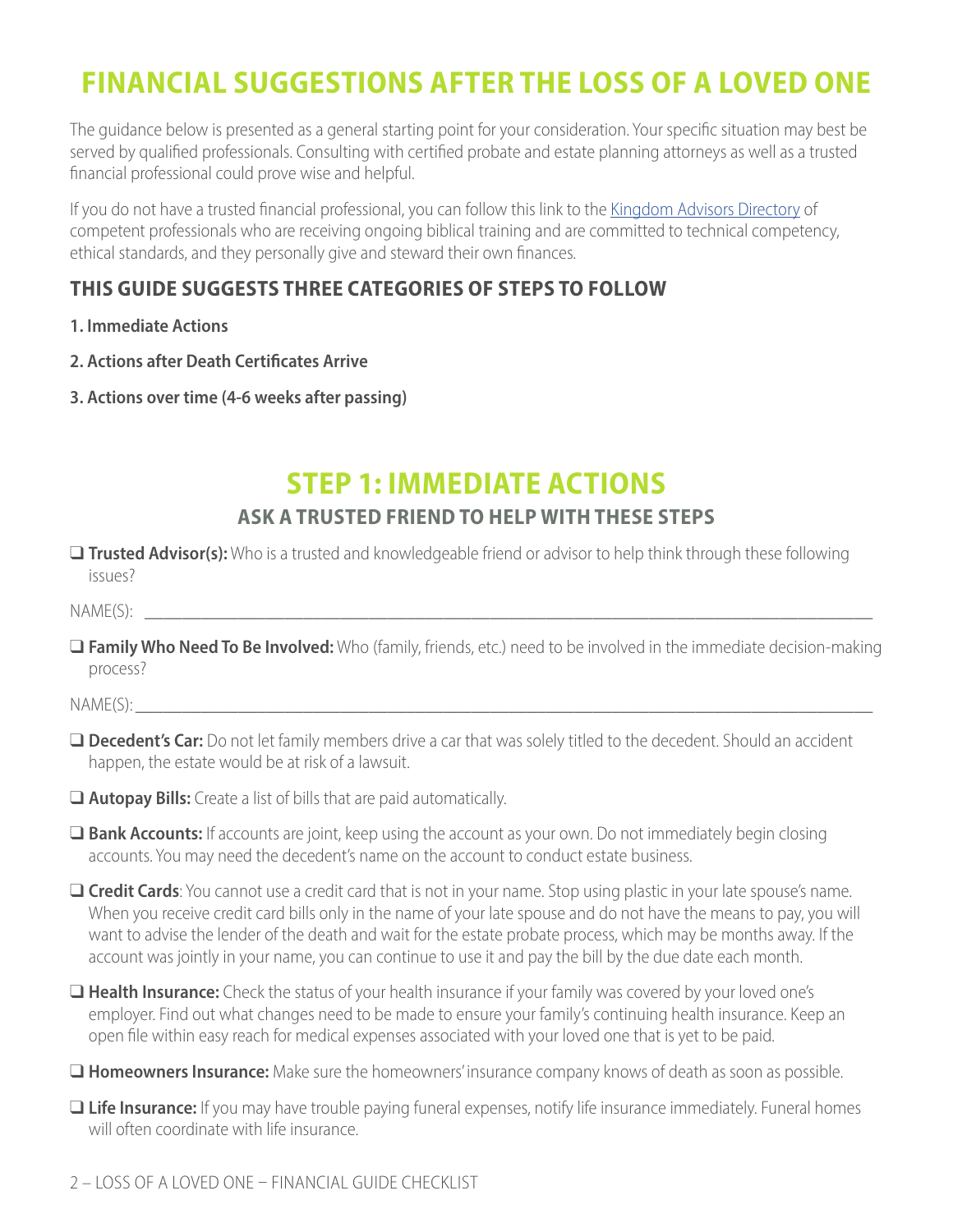# FINANCIAL SUGGESTIONS AFTER THE LOSS OF A LOVED ONE

The guidance below is presented as a general starting point for your consideration. Your specific situation may best be served by qualified professionals. Consulting with certified probate and estate planning attorneys as well as a trusted financial professional could prove wise and helpful.

If you do not have a trusted financial professional, you can follow this link to the Kingdom Advisors Directory of competent professionals who are receiving ongoing biblical training and are committed to technical competency, ethical standards, and they personally give and steward their own finances.

### THIS GUIDE SUGGESTS THREE CATEGORIES OF STEPS TO FOLLOW

**1. Immediate Actions**

**2. Actions after Death Certificates Arrive**

**3. Actions over time (4-6 weeks after passing)**

## STEP 1: IMMEDIATE ACTIONS

### ASK A TRUSTED FRIEND TO HELP WITH THESE STEPS

- ❑ **Trusted Advisor(s):** Who is a trusted and knowledgeable friend or advisor to help think through these following issues?

NAME(S): ____________________________________________________________________________

- ❑ **Family Who Need To Be Involved:** Who (family, friends, etc.) need to be involved in the immediate decision-making process?

NAME(S): ____________________________________________________________________________

- ❑ **Decedent's Car:** Do not let family members drive a car that was solely titled to the decedent. Should an accident happen, the estate would be at risk of a lawsuit.
- ❑ **Autopay Bills:** Create a list of bills that are paid automatically.
- ❑ **Bank Accounts:** If accounts are joint, keep using the account as your own. Do not immediately begin closing accounts. You may need the decedent's name on the account to conduct estate business.
- ❑ **Credit Cards**: You cannot use a credit card that is not in your name. Stop using plastic in your late spouse's name. When you receive credit card bills only in the name of your late spouse and do not have the means to pay, you will want to advise the lender of the death and wait for the estate probate process, which may be months away. If the account was jointly in your name, you can continue to use it and pay the bill by the due date each month.
- ❑ **Health Insurance:** Check the status of your health insurance if your family was covered by your loved one's employer. Find out what changes need to be made to ensure your family's continuing health insurance. Keep an open file within easy reach for medical expenses associated with your loved one that is yet to be paid.
- ❑ **Homeowners Insurance:** Make sure the homeowners' insurance company knows of death as soon as possible.
- ❑ **Life Insurance:** If you may have trouble paying funeral expenses, notify life insurance immediately. Funeral homes will often coordinate with life insurance.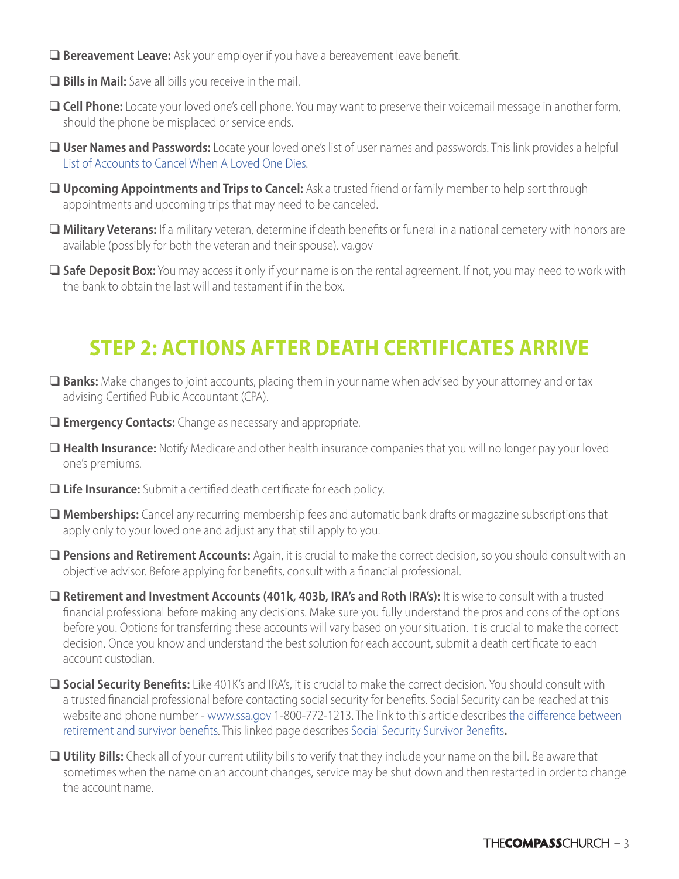- ❑ **Bereavement Leave:** Ask your employer if you have a bereavement leave benefit.
- ❑ **Bills in Mail:** Save all bills you receive in the mail.
- ❑ **Cell Phone:** Locate your loved one's cell phone. You may want to preserve their voicemail message in another form, should the phone be misplaced or service ends.
- ❑ **User Names and Passwords:** Locate your loved one's list of user names and passwords. This link provides a helpful List of Accounts to Cancel When A Loved One Dies.
- ❑ **Upcoming Appointments and Trips to Cancel:** Ask a trusted friend or family member to help sort through appointments and upcoming trips that may need to be canceled.
- ❑ **Military Veterans:** If a military veteran, determine if death benefits or funeral in a national cemetery with honors are available (possibly for both the veteran and their spouse). va.gov
- ❑ **Safe Deposit Box:** You may access it only if your name is on the rental agreement. If not, you may need to work with the bank to obtain the last will and testament if in the box.

## STEP 2: ACTIONS AFTER DEATH CERTIFICATES ARRIVE

- ❑ **Banks:** Make changes to joint accounts, placing them in your name when advised by your attorney and or tax advising Certified Public Accountant (CPA).
- ❑ **Emergency Contacts:** Change as necessary and appropriate.
- ❑ **Health Insurance:** Notify Medicare and other health insurance companies that you will no longer pay your loved one's premiums.
- ❑ **Life Insurance:** Submit a certified death certificate for each policy.
- ❑ **Memberships:** Cancel any recurring membership fees and automatic bank drafts or magazine subscriptions that apply only to your loved one and adjust any that still apply to you.
- ❑ **Pensions and Retirement Accounts:** Again, it is crucial to make the correct decision, so you should consult with an objective advisor. Before applying for benefits, consult with a financial professional.
- ❑ **Retirement and Investment Accounts (401k, 403b, IRA's and Roth IRA's):** It is wise to consult with a trusted financial professional before making any decisions. Make sure you fully understand the pros and cons of the options before you. Options for transferring these accounts will vary based on your situation. It is crucial to make the correct decision. Once you know and understand the best solution for each account, submit a death certificate to each account custodian.
- ❑ **Social Security Benefits:** Like 401K's and IRA's, it is crucial to make the correct decision. You should consult with a trusted financial professional before contacting social security for benefits. Social Security can be reached at this website and phone number - www.ssa.gov 1-800-772-1213. The link to this article describes the difference between retirement and survivor benefits. This linked page describes Social Security Survivor Benefits**.**
- ❑ **Utility Bills:** Check all of your current utility bills to verify that they include your name on the bill. Be aware that sometimes when the name on an account changes, service may be shut down and then restarted in order to change the account name.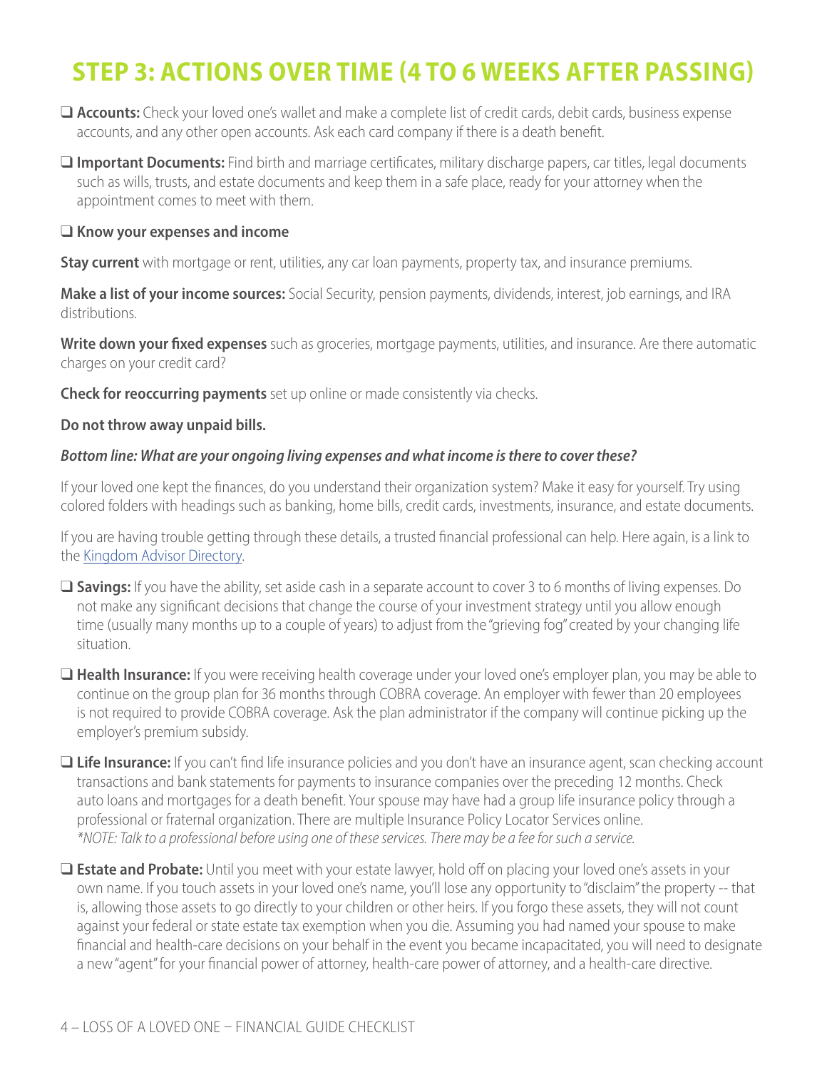# STEP 3: ACTIONS OVER TIME (4 TO 6 WEEKS AFTER PASSING)

- ❑ **Accounts:** Check your loved one's wallet and make a complete list of credit cards, debit cards, business expense accounts, and any other open accounts. Ask each card company if there is a death benefit.

- ❑ **Important Documents:** Find birth and marriage certificates, military discharge papers, car titles, legal documents such as wills, trusts, and estate documents and keep them in a safe place, ready for your attorney when the appointment comes to meet with them.

- ❑ **Know your expenses and income**

**Stay current** with mortgage or rent, utilities, any car loan payments, property tax, and insurance premiums.

**Make a list of your income sources:** Social Security, pension payments, dividends, interest, job earnings, and IRA distributions.

**Write down your fixed expenses** such as groceries, mortgage payments, utilities, and insurance. Are there automatic charges on your credit card?

**Check for reoccurring payments** set up online or made consistently via checks.

**Do not throw away unpaid bills.**

***Bottom line: What are your ongoing living expenses and what income is there to cover these?***

If your loved one kept the finances, do you understand their organization system? Make it easy for yourself. Try using colored folders with headings such as banking, home bills, credit cards, investments, insurance, and estate documents.

If you are having trouble getting through these details, a trusted financial professional can help. Here again, is a link to the Kingdom Advisor Directory.

- ❑ **Savings:** If you have the ability, set aside cash in a separate account to cover 3 to 6 months of living expenses. Do not make any significant decisions that change the course of your investment strategy until you allow enough time (usually many months up to a couple of years) to adjust from the "grieving fog" created by your changing life situation.

- ❑ **Health Insurance:** If you were receiving health coverage under your loved one's employer plan, you may be able to continue on the group plan for 36 months through COBRA coverage. An employer with fewer than 20 employees is not required to provide COBRA coverage. Ask the plan administrator if the company will continue picking up the employer's premium subsidy.

- ❑ **Life Insurance:** If you can't find life insurance policies and you don't have an insurance agent, scan checking account transactions and bank statements for payments to insurance companies over the preceding 12 months. Check auto loans and mortgages for a death benefit. Your spouse may have had a group life insurance policy through a professional or fraternal organization. There are multiple Insurance Policy Locator Services online.
  *\*NOTE: Talk to a professional before using one of these services. There may be a fee for such a service.*

- ❑ **Estate and Probate:** Until you meet with your estate lawyer, hold off on placing your loved one's assets in your own name. If you touch assets in your loved one's name, you'll lose any opportunity to "disclaim" the property -- that is, allowing those assets to go directly to your children or other heirs. If you forgo these assets, they will not count against your federal or state estate tax exemption when you die. Assuming you had named your spouse to make financial and health-care decisions on your behalf in the event you became incapacitated, you will need to designate a new "agent" for your financial power of attorney, health-care power of attorney, and a health-care directive.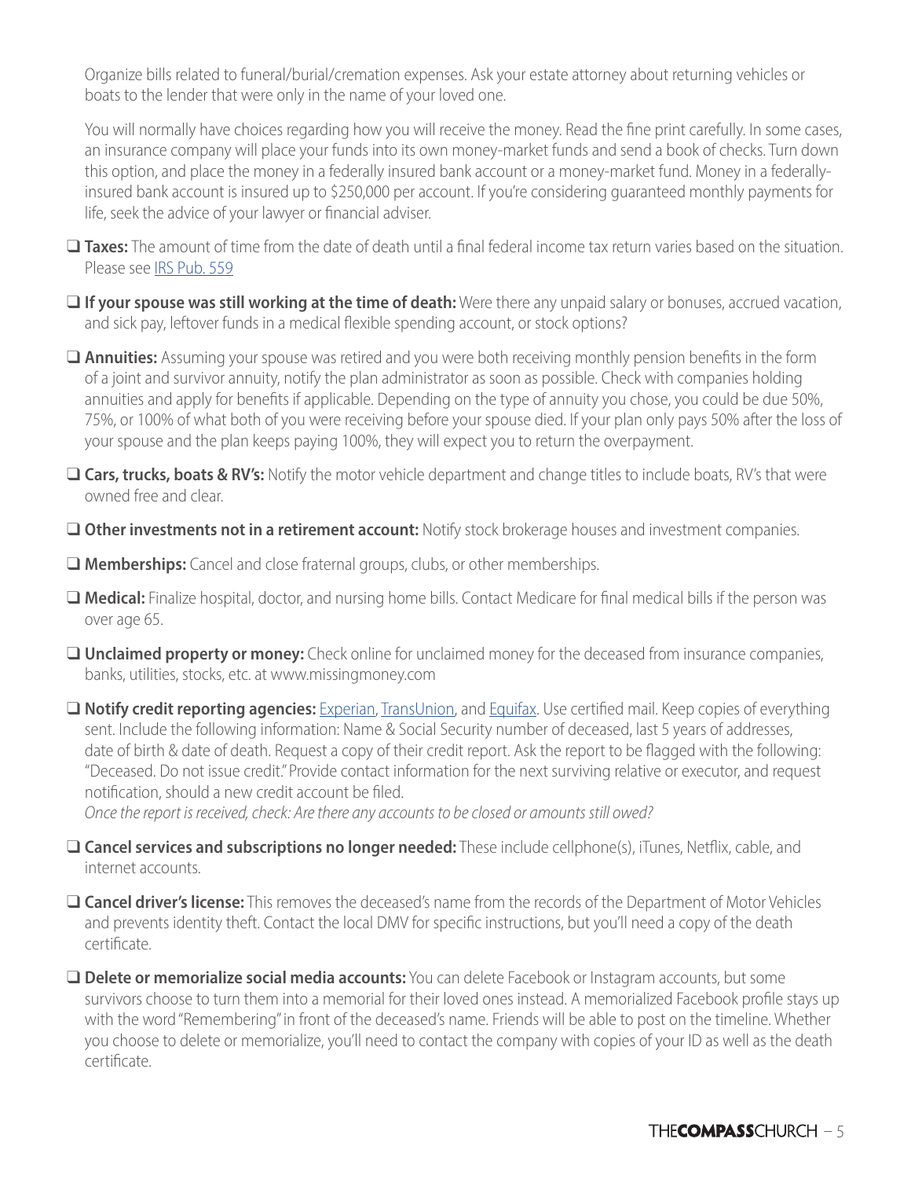Organize bills related to funeral/burial/cremation expenses. Ask your estate attorney about returning vehicles or boats to the lender that were only in the name of your loved one.

You will normally have choices regarding how you will receive the money. Read the fine print carefully. In some cases, an insurance company will place your funds into its own money-market funds and send a book of checks. Turn down this option, and place the money in a federally insured bank account or a money-market fund. Money in a federally-insured bank account is insured up to $250,000 per account. If you're considering guaranteed monthly payments for life, seek the advice of your lawyer or financial adviser.

- ❑ **Taxes:** The amount of time from the date of death until a final federal income tax return varies based on the situation. Please see IRS Pub. 559
- ❑ **If your spouse was still working at the time of death:** Were there any unpaid salary or bonuses, accrued vacation, and sick pay, leftover funds in a medical flexible spending account, or stock options?
- ❑ **Annuities:** Assuming your spouse was retired and you were both receiving monthly pension benefits in the form of a joint and survivor annuity, notify the plan administrator as soon as possible. Check with companies holding annuities and apply for benefits if applicable. Depending on the type of annuity you chose, you could be due 50%, 75%, or 100% of what both of you were receiving before your spouse died. If your plan only pays 50% after the loss of your spouse and the plan keeps paying 100%, they will expect you to return the overpayment.
- ❑ **Cars, trucks, boats & RV's:** Notify the motor vehicle department and change titles to include boats, RV's that were owned free and clear.
- ❑ **Other investments not in a retirement account:** Notify stock brokerage houses and investment companies.
- ❑ **Memberships:** Cancel and close fraternal groups, clubs, or other memberships.
- ❑ **Medical:** Finalize hospital, doctor, and nursing home bills. Contact Medicare for final medical bills if the person was over age 65.
- ❑ **Unclaimed property or money:** Check online for unclaimed money for the deceased from insurance companies, banks, utilities, stocks, etc. at www.missingmoney.com
- ❑ **Notify credit reporting agencies:** Experian, TransUnion, and Equifax. Use certified mail. Keep copies of everything sent. Include the following information: Name & Social Security number of deceased, last 5 years of addresses, date of birth & date of death. Request a copy of their credit report. Ask the report to be flagged with the following: "Deceased. Do not issue credit." Provide contact information for the next surviving relative or executor, and request notification, should a new credit account be filed.
  *Once the report is received, check: Are there any accounts to be closed or amounts still owed?*
- ❑ **Cancel services and subscriptions no longer needed:** These include cellphone(s), iTunes, Netflix, cable, and internet accounts.
- ❑ **Cancel driver's license:** This removes the deceased's name from the records of the Department of Motor Vehicles and prevents identity theft. Contact the local DMV for specific instructions, but you'll need a copy of the death certificate.
- ❑ **Delete or memorialize social media accounts:** You can delete Facebook or Instagram accounts, but some survivors choose to turn them into a memorial for their loved ones instead. A memorialized Facebook profile stays up with the word "Remembering" in front of the deceased's name. Friends will be able to post on the timeline. Whether you choose to delete or memorialize, you'll need to contact the company with copies of your ID as well as the death certificate.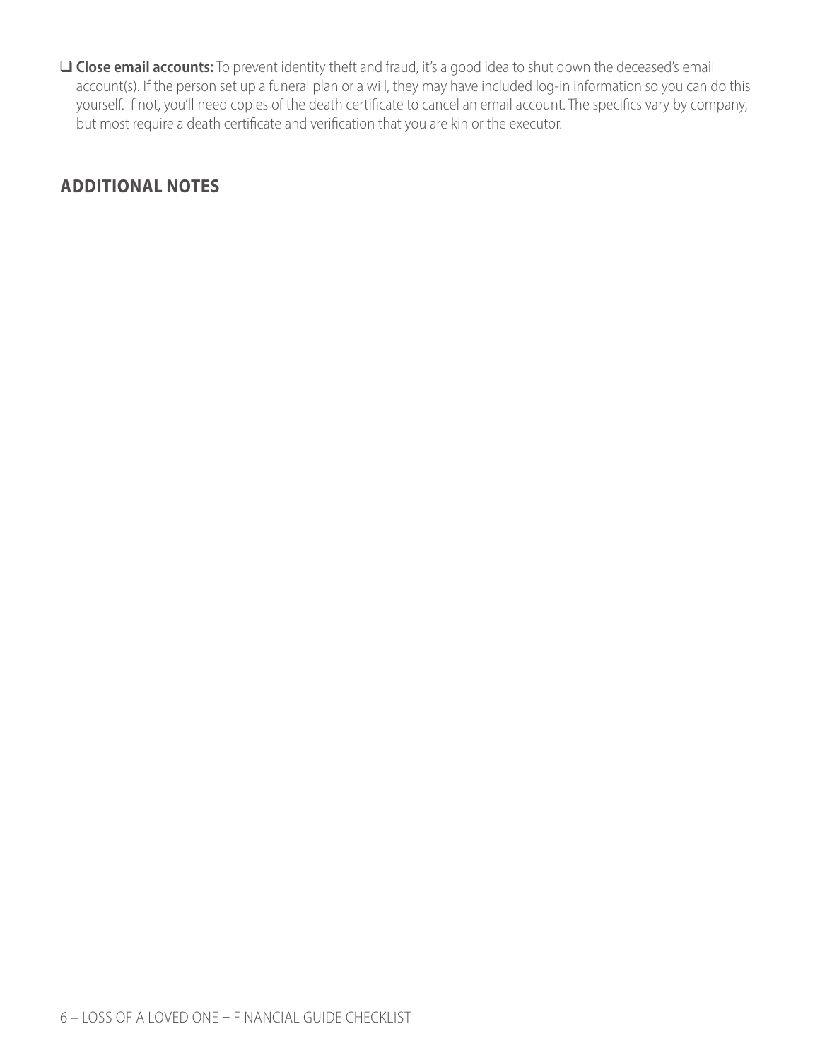- [ ] **Close email accounts:** To prevent identity theft and fraud, it's a good idea to shut down the deceased's email account(s). If the person set up a funeral plan or a will, they may have included log-in information so you can do this yourself. If not, you'll need copies of the death certificate to cancel an email account. The specifics vary by company, but most require a death certificate and verification that you are kin or the executor.

## ADDITIONAL NOTES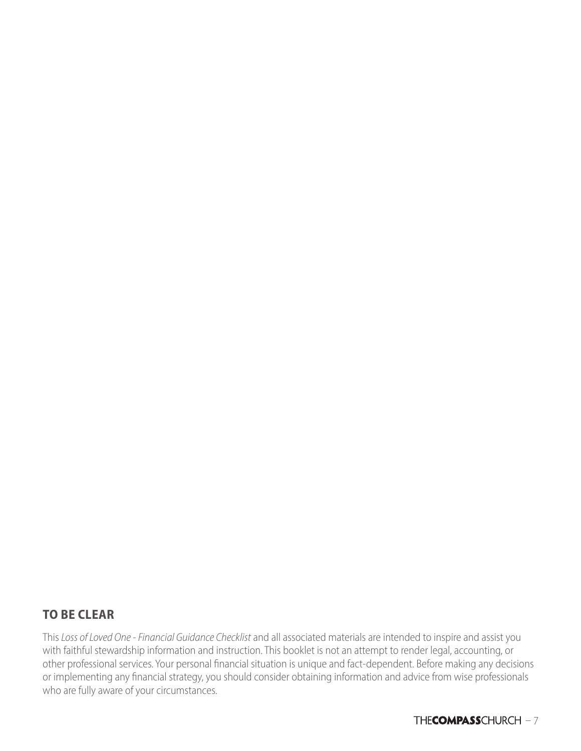## TO BE CLEAR

This *Loss of Loved One - Financial Guidance Checklist* and all associated materials are intended to inspire and assist you with faithful stewardship information and instruction. This booklet is not an attempt to render legal, accounting, or other professional services. Your personal financial situation is unique and fact-dependent. Before making any decisions or implementing any financial strategy, you should consider obtaining information and advice from wise professionals who are fully aware of your circumstances.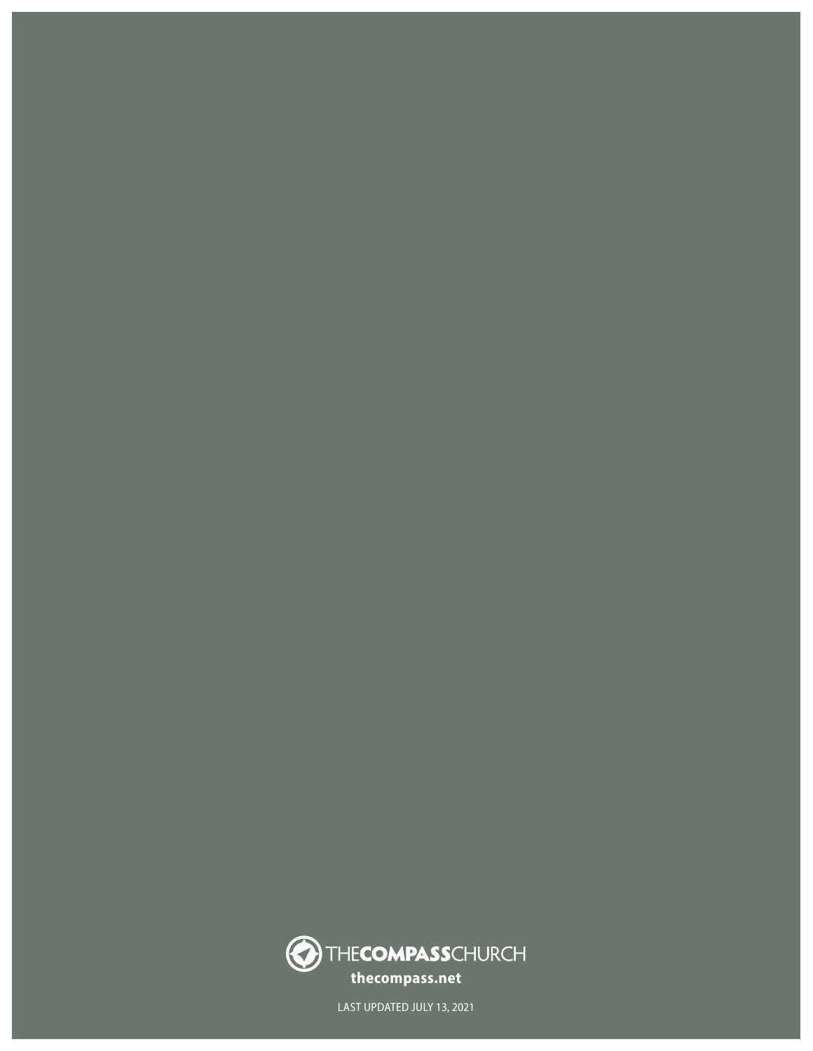THE**COMPASS**CHURCH

**thecompass.net**

LAST UPDATED JULY 13, 2021